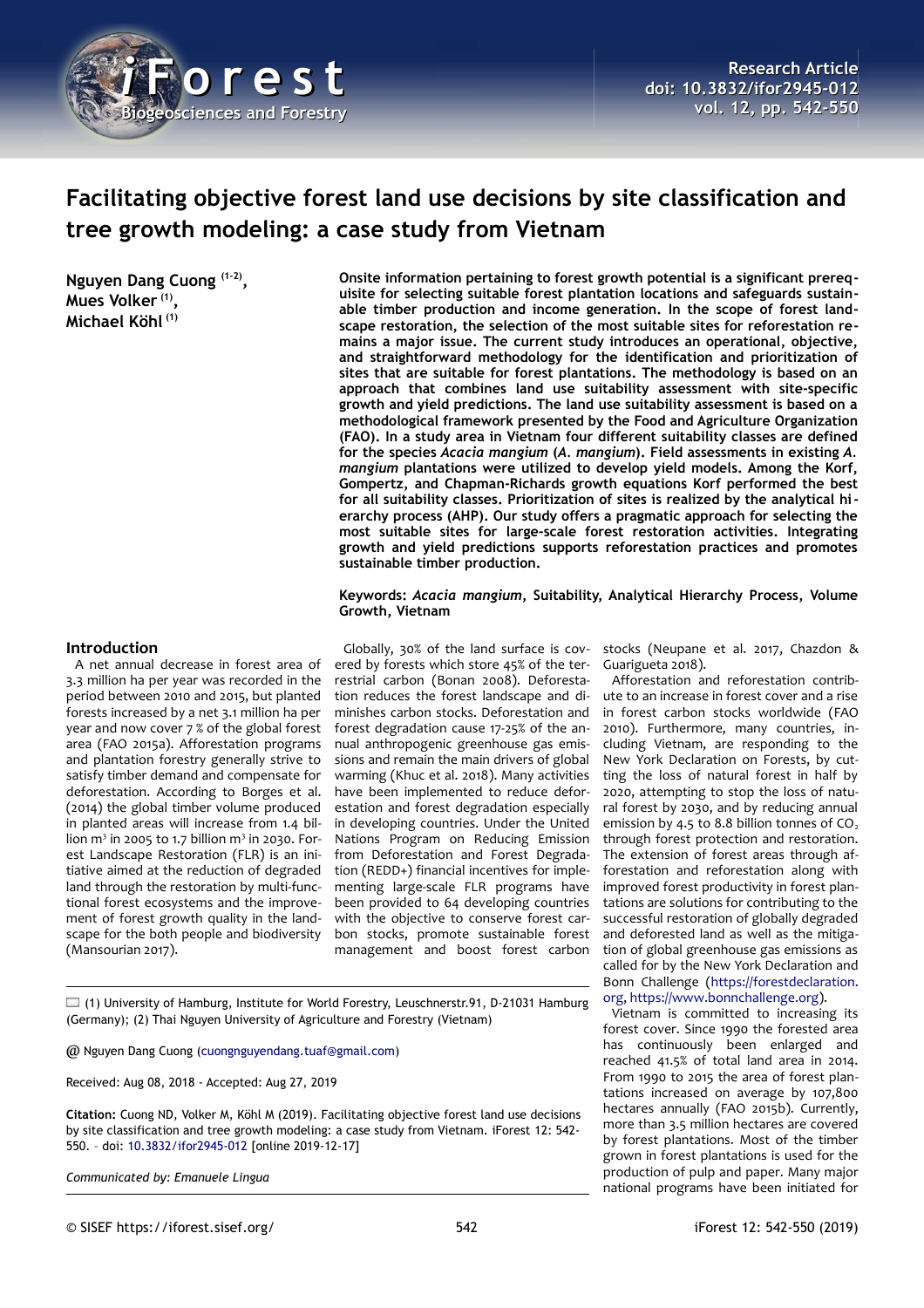Research Article
doi: 10.3832/ifor2945-012
vol. 12, pp. 542-550

# Facilitating objective forest land use decisions by site classification and tree growth modeling: a case study from Vietnam

**Nguyen Dang Cuong [1-2], Mues Volker [1], Michael Köhl [1]**

**Onsite information pertaining to forest growth potential is a significant prerequisite for selecting suitable forest plantation locations and safeguards sustainable timber production and income generation. In the scope of forest landscape restoration, the selection of the most suitable sites for reforestation remains a major issue. The current study introduces an operational, objective, and straightforward methodology for the identification and prioritization of sites that are suitable for forest plantations. The methodology is based on an approach that combines land use suitability assessment with site-specific growth and yield predictions. The land use suitability assessment is based on a methodological framework presented by the Food and Agriculture Organization (FAO). In a study area in Vietnam four different suitability classes are defined for the species *Acacia mangium* (*A. mangium*). Field assessments in existing *A. mangium* plantations were utilized to develop yield models. Among the Korf, Gompertz, and Chapman-Richards growth equations Korf performed the best for all suitability classes. Prioritization of sites is realized by the analytical hierarchy process (AHP). Our study offers a pragmatic approach for selecting the most suitable sites for large-scale forest restoration activities. Integrating growth and yield predictions supports reforestation practices and promotes sustainable timber production.**

**Keywords: *Acacia mangium*, Suitability, Analytical Hierarchy Process, Volume Growth, Vietnam**

## Introduction

A net annual decrease in forest area of 3.3 million ha per year was recorded in the period between 2010 and 2015, but planted forests increased by a net 3.1 million ha per year and now cover 7 % of the global forest area (FAO 2015a). Afforestation programs and plantation forestry generally strive to satisfy timber demand and compensate for deforestation. According to Borges et al. (2014) the global timber volume produced in planted areas will increase from 1.4 billion m$^3$ in 2005 to 1.7 billion m$^3$ in 2030. Forest Landscape Restoration (FLR) is an initiative aimed at the reduction of degraded land through the restoration by multi-functional forest ecosystems and the improvement of forest growth quality in the landscape for the both people and biodiversity (Mansourian 2017).

Globally, 30% of the land surface is covered by forests which store 45% of the terrestrial carbon (Bonan 2008). Deforestation reduces the forest landscape and diminishes carbon stocks. Deforestation and forest degradation cause 17-25% of the annual anthropogenic greenhouse gas emissions and remain the main drivers of global warming (Khuc et al. 2018). Many activities have been implemented to reduce deforestation and forest degradation especially in developing countries. Under the United Nations Program on Reducing Emission from Deforestation and Forest Degradation (REDD+) financial incentives for implementing large-scale FLR programs have been provided to 64 developing countries with the objective to conserve forest carbon stocks, promote sustainable forest management and boost forest carbon stocks (Neupane et al. 2017, Chazdon & Guarigueta 2018).

Afforestation and reforestation contribute to an increase in forest cover and a rise in forest carbon stocks worldwide (FAO 2010). Furthermore, many countries, including Vietnam, are responding to the New York Declaration on Forests, by cutting the loss of natural forest in half by 2020, attempting to stop the loss of natural forest by 2030, and by reducing annual emission by 4.5 to 8.8 billion tonnes of $CO_2$ through forest protection and restoration. The extension of forest areas through afforestation and reforestation along with improved forest productivity in forest plantations are solutions for contributing to the successful restoration of globally degraded and deforested land as well as the mitigation of global greenhouse gas emissions as called for by the New York Declaration and Bonn Challenge (https://forestdeclaration.org, https://www.bonnchallenge.org).

Vietnam is committed to increasing its forest cover. Since 1990 the forested area has continuously been enlarged and reached 41.5% of total land area in 2014. From 1990 to 2015 the area of forest plantations increased on average by 107,800 hectares annually (FAO 2015b). Currently, more than 3.5 million hectares are covered by forest plantations. Most of the timber grown in forest plantations is used for the production of pulp and paper. Many major national programs have been initiated for

(1) University of Hamburg, Institute for World Forestry, Leuschnerstr.91, D-21031 Hamburg (Germany); (2) Thai Nguyen University of Agriculture and Forestry (Vietnam)

@ Nguyen Dang Cuong (cuongnguyendang.tuaf@gmail.com)

Received: Aug 08, 2018 - Accepted: Aug 27, 2019

**Citation:** Cuong ND, Volker M, Köhl M (2019). Facilitating objective forest land use decisions by site classification and tree growth modeling: a case study from Vietnam. iForest 12: 542-550. - doi: 10.3832/ifor2945-012 [online 2019-12-17]

*Communicated by: Emanuele Lingua*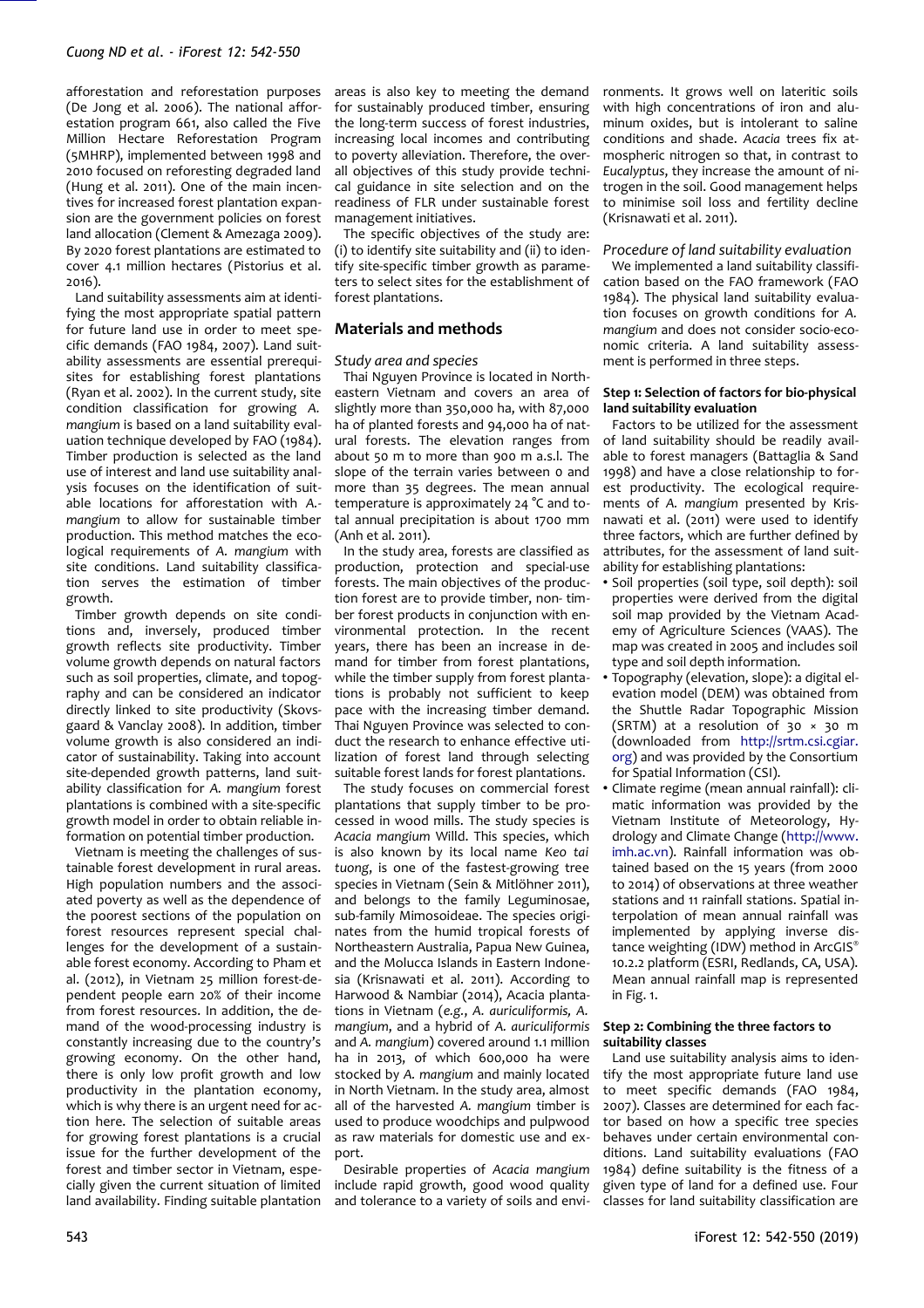afforestation and reforestation purposes (De Jong et al. 2006). The national afforestation program 661, also called the Five Million Hectare Reforestation Program (5MHRP), implemented between 1998 and 2010 focused on reforesting degraded land (Hung et al. 2011). One of the main incentives for increased forest plantation expansion are the government policies on forest land allocation (Clement & Amezaga 2009). By 2020 forest plantations are estimated to cover 4.1 million hectares (Pistorius et al. 2016).

Land suitability assessments aim at identifying the most appropriate spatial pattern for future land use in order to meet specific demands (FAO 1984, 2007). Land suitability assessments are essential prerequisites for establishing forest plantations (Ryan et al. 2002). In the current study, site condition classification for growing *A. mangium* is based on a land suitability evaluation technique developed by FAO (1984). Timber production is selected as the land use of interest and land use suitability analysis focuses on the identification of suitable locations for afforestation with *A. mangium* to allow for sustainable timber production. This method matches the ecological requirements of *A. mangium* with site conditions. Land suitability classification serves the estimation of timber growth.

Timber growth depends on site conditions and, inversely, produced timber growth reflects site productivity. Timber volume growth depends on natural factors such as soil properties, climate, and topography and can be considered an indicator directly linked to site productivity (Skovsgaard & Vanclay 2008). In addition, timber volume growth is also considered an indicator of sustainability. Taking into account site-depended growth patterns, land suitability classification for *A. mangium* forest plantations is combined with a site-specific growth model in order to obtain reliable information on potential timber production.

Vietnam is meeting the challenges of sustainable forest development in rural areas. High population numbers and the associated poverty as well as the dependence of the poorest sections of the population on forest resources represent special challenges for the development of a sustainable forest economy. According to Pham et al. (2012), in Vietnam 25 million forest-dependent people earn 20% of their income from forest resources. In addition, the demand of the wood-processing industry is constantly increasing due to the country's growing economy. On the other hand, there is only low profit growth and low productivity in the plantation economy, which is why there is an urgent need for action here. The selection of suitable areas for growing forest plantations is a crucial issue for the further development of the forest and timber sector in Vietnam, especially given the current situation of limited land availability. Finding suitable plantation areas is also key to meeting the demand for sustainably produced timber, ensuring the long-term success of forest industries, increasing local incomes and contributing to poverty alleviation. Therefore, the overall objectives of this study provide technical guidance in site selection and on the readiness of FLR under sustainable forest management initiatives.

The specific objectives of the study are: (i) to identify site suitability and (ii) to identify site-specific timber growth as parameters to select sites for the establishment of forest plantations.

## Materials and methods

### *Study area and species*

Thai Nguyen Province is located in Northeastern Vietnam and covers an area of slightly more than 350,000 ha, with 87,000 ha of planted forests and 94,000 ha of natural forests. The elevation ranges from about 50 m to more than 900 m a.s.l. The slope of the terrain varies between 0 and more than 35 degrees. The mean annual temperature is approximately 24 °C and total annual precipitation is about 1700 mm (Anh et al. 2011).

In the study area, forests are classified as production, protection and special-use forests. The main objectives of the production forest are to provide timber, non- timber forest products in conjunction with environmental protection. In the recent years, there has been an increase in demand for timber from forest plantations, while the timber supply from forest plantations is probably not sufficient to keep pace with the increasing timber demand. Thai Nguyen Province was selected to conduct the research to enhance effective utilization of forest land through selecting suitable forest lands for forest plantations.

The study focuses on commercial forest plantations that supply timber to be processed in wood mills. The study species is *Acacia mangium* Willd. This species, which is also known by its local name *Keo tai tuong*, is one of the fastest-growing tree species in Vietnam (Sein & Mitlöhner 2011), and belongs to the family Leguminosae, sub-family Mimosoideae. The species originates from the humid tropical forests of Northeastern Australia, Papua New Guinea, and the Molucca Islands in Eastern Indonesia (Krisnawati et al. 2011). According to Harwood & Nambiar (2014), Acacia plantations in Vietnam (*e.g.*, *A. auriculiformis, A. mangium*, and a hybrid of *A. auriculiformis* and *A. mangium*) covered around 1.1 million ha in 2013, of which 600,000 ha were stocked by *A. mangium* and mainly located in North Vietnam. In the study area, almost all of the harvested *A. mangium* timber is used to produce woodchips and pulpwood as raw materials for domestic use and export.

Desirable properties of *Acacia mangium* include rapid growth, good wood quality and tolerance to a variety of soils and environments. It grows well on lateritic soils with high concentrations of iron and aluminum oxides, but is intolerant to saline conditions and shade. *Acacia* trees fix atmospheric nitrogen so that, in contrast to *Eucalyptus*, they increase the amount of nitrogen in the soil. Good management helps to minimise soil loss and fertility decline (Krisnawati et al. 2011).

### *Procedure of land suitability evaluation*

We implemented a land suitability classification based on the FAO framework (FAO 1984). The physical land suitability evaluation focuses on growth conditions for *A. mangium* and does not consider socio-economic criteria. A land suitability assessment is performed in three steps.

#### Step 1: Selection of factors for bio-physical land suitability evaluation

Factors to be utilized for the assessment of land suitability should be readily available to forest managers (Battaglia & Sand 1998) and have a close relationship to forest productivity. The ecological requirements of *A. mangium* presented by Krisnawati et al. (2011) were used to identify three factors, which are further defined by attributes, for the assessment of land suitability for establishing plantations:

- Soil properties (soil type, soil depth): soil properties were derived from the digital soil map provided by the Vietnam Academy of Agriculture Sciences (VAAS). The map was created in 2005 and includes soil type and soil depth information.
- Topography (elevation, slope): a digital elevation model (DEM) was obtained from the Shuttle Radar Topographic Mission (SRTM) at a resolution of 30 × 30 m (downloaded from http://srtm.csi.cgiar.org) and was provided by the Consortium for Spatial Information (CSI).
- Climate regime (mean annual rainfall): climatic information was provided by the Vietnam Institute of Meteorology, Hydrology and Climate Change (http://www.imh.ac.vn). Rainfall information was obtained based on the 15 years (from 2000 to 2014) of observations at three weather stations and 11 rainfall stations. Spatial interpolation of mean annual rainfall was implemented by applying inverse distance weighting (IDW) method in ArcGIS® 10.2.2 platform (ESRI, Redlands, CA, USA). Mean annual rainfall map is represented in Fig. 1.

#### Step 2: Combining the three factors to suitability classes

Land use suitability analysis aims to identify the most appropriate future land use to meet specific demands (FAO 1984, 2007). Classes are determined for each factor based on how a specific tree species behaves under certain environmental conditions. Land suitability evaluations (FAO 1984) define suitability is the fitness of a given type of land for a defined use. Four classes for land suitability classification are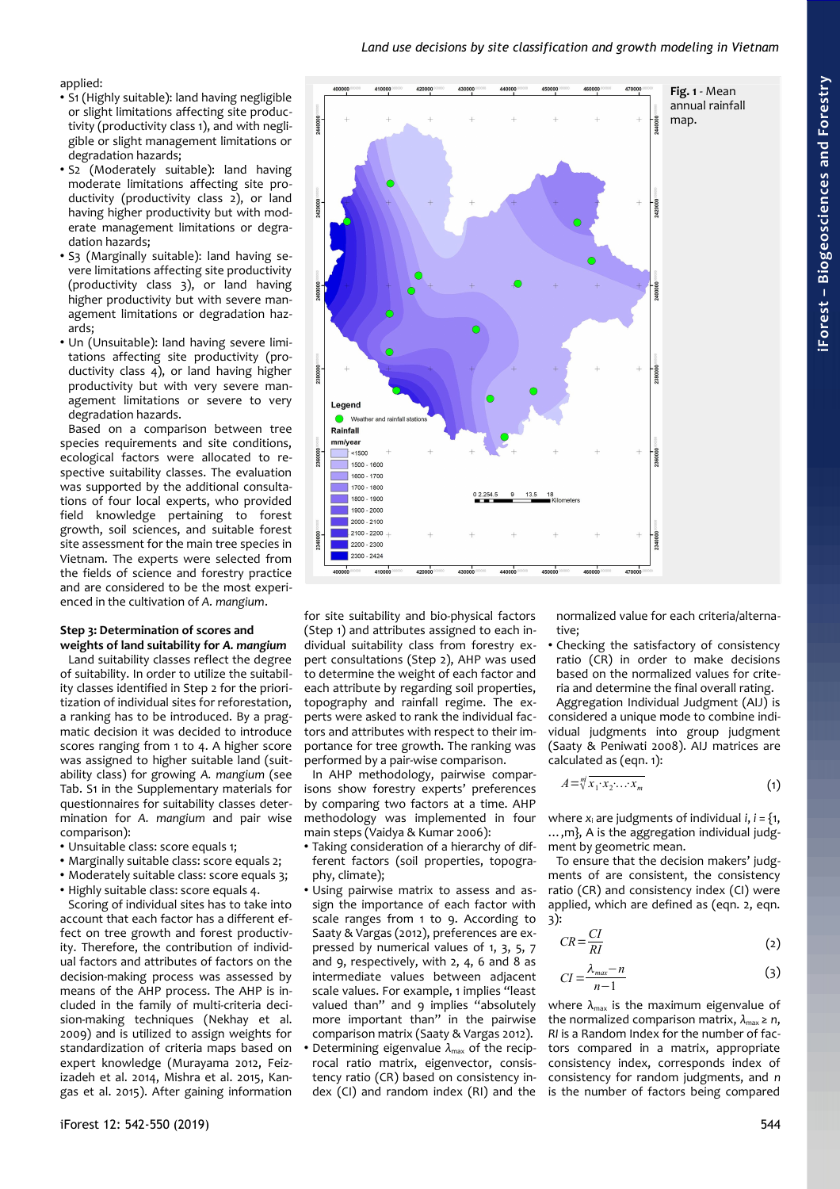applied:

- S1 (Highly suitable): land having negligible or slight limitations affecting site productivity (productivity class 1), and with negligible or slight management limitations or degradation hazards;
- S2 (Moderately suitable): land having moderate limitations affecting site productivity (productivity class 2), or land having higher productivity but with moderate management limitations or degradation hazards;
- S3 (Marginally suitable): land having severe limitations affecting site productivity (productivity class 3), or land having higher productivity but with severe management limitations or degradation hazards;
- Un (Unsuitable): land having severe limitations affecting site productivity (productivity class 4), or land having higher productivity but with very severe management limitations or severe to very degradation hazards.

Based on a comparison between tree species requirements and site conditions, ecological factors were allocated to respective suitability classes. The evaluation was supported by the additional consultations of four local experts, who provided field knowledge pertaining to forest growth, soil sciences, and suitable forest site assessment for the main tree species in Vietnam. The experts were selected from the fields of science and forestry practice and are considered to be the most experienced in the cultivation of *A. mangium*.

Fig. 1 - Mean annual rainfall map.

### Step 3: Determination of scores and weights of land suitability for *A. mangium*

Land suitability classes reflect the degree of suitability. In order to utilize the suitability classes identified in Step 2 for the prioritization of individual sites for reforestation, a ranking has to be introduced. By a pragmatic decision it was decided to introduce scores ranging from 1 to 4. A higher score was assigned to higher suitable land (suitability class) for growing *A. mangium* (see Tab. S1 in the Supplementary materials for questionnaires for suitability classes determination for *A. mangium* and pair wise comparison):

- Unsuitable class: score equals 1;
- Marginally suitable class: score equals 2;
- Moderately suitable class: score equals 3;
- Highly suitable class: score equals 4.

Scoring of individual sites has to take into account that each factor has a different effect on tree growth and forest productivity. Therefore, the contribution of individual factors and attributes of factors on the decision-making process was assessed by means of the AHP process. The AHP is included in the family of multi-criteria decision-making techniques (Nekhay et al. 2009) and is utilized to assign weights for standardization of criteria maps based on expert knowledge (Murayama 2012, Feizizadeh et al. 2014, Mishra et al. 2015, Kangas et al. 2015). After gaining information for site suitability and bio-physical factors (Step 1) and attributes assigned to each individual suitability class from forestry expert consultations (Step 2), AHP was used to determine the weight of each factor and each attribute by regarding soil properties, topography and rainfall regime. The experts were asked to rank the individual factors and attributes with respect to their importance for tree growth. The ranking was performed by a pair-wise comparison.

In AHP methodology, pairwise comparisons show forestry experts' preferences by comparing two factors at a time. AHP methodology was implemented in four main steps (Vaidya & Kumar 2006):

- Taking consideration of a hierarchy of different factors (soil properties, topography, climate);
- Using pairwise matrix to assess and assign the importance of each factor with scale ranges from 1 to 9. According to Saaty & Vargas (2012), preferences are expressed by numerical values of 1, 3, 5, 7 and 9, respectively, with 2, 4, 6 and 8 as intermediate values between adjacent scale values. For example, 1 implies "least valued than" and 9 implies "absolutely more important than" in the pairwise comparison matrix (Saaty & Vargas 2012).
- Determining eigenvalue $\lambda_{max}$ of the reciprocal ratio matrix, eigenvector, consistency ratio (CR) based on consistency index (CI) and random index (RI) and the normalized value for each criteria/alternative;
- Checking the satisfactory of consistency ratio (CR) in order to make decisions based on the normalized values for criteria and determine the final overall rating.

Aggregation Individual Judgment (AIJ) is considered a unique mode to combine individual judgments into group judgment (Saaty & Peniwati 2008). AIJ matrices are calculated as (eqn. 1):

$$A=\sqrt[m]{x_1 \cdot x_2 \cdot \ldots \cdot x_m} \tag{1}$$

where $x_i$ are judgments of individual $i$, $i = \{1, \ldots, m\}$, A is the aggregation individual judgment by geometric mean.

To ensure that the decision makers' judgments of are consistent, the consistency ratio (CR) and consistency index (CI) were applied, which are defined as (eqn. 2, eqn. 3):

$$CR=\frac{CI}{RI} \tag{2}$$

$$CI=\frac{\lambda_{max}-n}{n-1} \tag{3}$$

where $\lambda_{max}$ is the maximum eigenvalue of the normalized comparison matrix, $\lambda_{max} \geq n$, *RI* is a Random Index for the number of factors compared in a matrix, appropriate consistency index, corresponds index of consistency for random judgments, and *n* is the number of factors being compared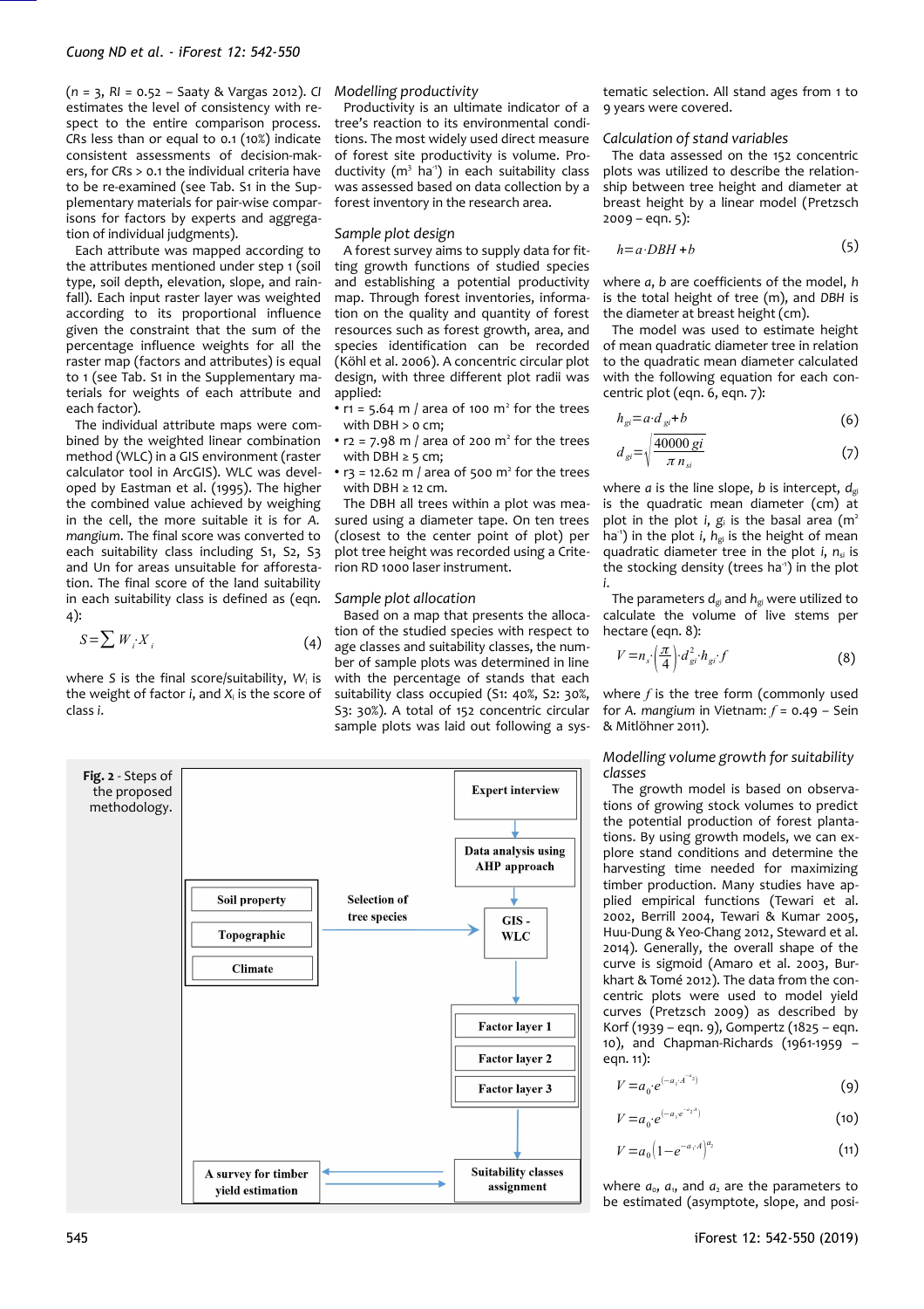($n$ = 3, $RI$ = 0.52 – Saaty & Vargas 2012). $CI$ estimates the level of consistency with respect to the entire comparison process. CRs less than or equal to 0.1 (10%) indicate consistent assessments of decision-makers, for CRs > 0.1 the individual criteria have to be re-examined (see Tab. S1 in the Supplementary materials for pair-wise comparisons for factors by experts and aggregation of individual judgments).

Each attribute was mapped according to the attributes mentioned under step 1 (soil type, soil depth, elevation, slope, and rainfall). Each input raster layer was weighted according to its proportional influence given the constraint that the sum of the percentage influence weights for all the raster map (factors and attributes) is equal to 1 (see Tab. S1 in the Supplementary materials for weights of each attribute and each factor).

The individual attribute maps were combined by the weighted linear combination method (WLC) in a GIS environment (raster calculator tool in ArcGIS). WLC was developed by Eastman et al. (1995). The higher the combined value achieved by weighing in the cell, the more suitable it is for *A. mangium*. The final score was converted to each suitability class including S1, S2, S3 and Un for areas unsuitable for afforestation. The final score of the land suitability in each suitability class is defined as (eqn. 4):

$$S=\sum W_i \cdot X_i \tag{4}$$

where $S$ is the final score/suitability, $W_i$ is the weight of factor $i$, and $X_i$ is the score of class $i$.

### Modelling productivity

Productivity is an ultimate indicator of a tree's reaction to its environmental conditions. The most widely used direct measure of forest site productivity is volume. Productivity ($m^3$ $ha^{-1}$) in each suitability class was assessed based on data collection by a forest inventory in the research area.

### Sample plot design

A forest survey aims to supply data for fitting growth functions of studied species and establishing a potential productivity map. Through forest inventories, information on the quality and quantity of forest resources such as forest growth, area, and species identification can be recorded (Köhl et al. 2006). A concentric circular plot design, with three different plot radii was applied:

- r1 = 5.64 m / area of 100 m² for the trees with DBH > 0 cm;
- r2 = 7.98 m / area of 200 m² for the trees with DBH ≥ 5 cm;
- r3 = 12.62 m / area of 500 m² for the trees with DBH ≥ 12 cm.

The DBH all trees within a plot was measured using a diameter tape. On ten trees (closest to the center point of plot) per plot tree height was recorded using a Criterion RD 1000 laser instrument.

### Sample plot allocation

Based on a map that presents the allocation of the studied species with respect to age classes and suitability classes, the number of sample plots was determined in line with the percentage of stands that each suitability class occupied (S1: 40%, S2: 30%, S3: 30%). A total of 152 concentric circular sample plots was laid out following a systematic selection. All stand ages from 1 to 9 years were covered.

### Calculation of stand variables

The data assessed on the 152 concentric plots was utilized to describe the relationship between tree height and diameter at breast height by a linear model (Pretzsch 2009 – eqn. 5):

$$h=a\cdot DBH+b \tag{5}$$

where $a$, $b$ are coefficients of the model, $h$ is the total height of tree (m), and $DBH$ is the diameter at breast height (cm).

The model was used to estimate height of mean quadratic diameter tree in relation to the quadratic mean diameter calculated with the following equation for each concentric plot (eqn. 6, eqn. 7):

$$h_{gi}=a\cdot d_{gi}+b \tag{6}$$

$$d_{gi}=\sqrt{\frac{40000\, g_i}{\pi\, n_{si}}} \tag{7}$$

where $a$ is the line slope, $b$ is intercept, $d_{gi}$ is the quadratic mean diameter (cm) at plot $i$, $g_i$ is the basal area ($m^2$ $ha^{-1}$) in the plot $i$, $h_{gi}$ is the height of mean quadratic diameter tree in the plot $i$, $n_{si}$ is the stocking density (trees $ha^{-1}$) in the plot $i$.

The parameters $d_{gi}$ and $h_{gi}$ were utilized to calculate the volume of live stems per hectare (eqn. 8):

$$V=n_{s}\cdot\left(\frac{\pi}{4}\right)\cdot d_{gi}^2\cdot h_{gi}\cdot f \tag{8}$$

where $f$ is the tree form (commonly used for *A. mangium* in Vietnam: $f$ = 0.49 – Sein & Mitlöhner 2011).

### Modelling volume growth for suitability classes

The growth model is based on observations of growing stock volumes to predict the potential production of forest plantations. By using growth models, we can explore stand conditions and determine the harvesting time needed for maximizing timber production. Many studies have applied empirical functions (Tewari et al. 2002, Berrill 2004, Tewari & Kumar 2005, Huu-Dung & Yeo-Chang 2012, Steward et al. 2014). Generally, the overall shape of the curve is sigmoid (Amaro et al. 2003, Burkhart & Tomé 2012). The data from the concentric plots were used to model yield curves (Pretzsch 2009) as described by Korf (1939 – eqn. 9), Gompertz (1825 – eqn. 10), and Chapman-Richards (1961-1959 – eqn. 11):

$$V=a_0\cdot e^{\left(-a_1\cdot A^{-a_2}\right)} \tag{9}$$

$$V=a_0\cdot e^{\left(-a_1 e^{-a_2 A}\right)} \tag{10}$$

$$V=a_0\left(1-e^{-a_1\cdot A}\right)^{a_2} \tag{11}$$

where $a_0$, $a_1$, and $a_2$ are the parameters to be estimated (asymptote, slope, and posi-

Fig. 2 - Steps of the proposed methodology.

Expert interview → Data analysis using AHP approach → GIS - WLC

Soil property / Topographic / Climate → Selection of tree species → GIS - WLC

GIS - WLC → Factor layer 1 / Factor layer 2 / Factor layer 3 → Suitability classes assignment ↔ A survey for timber yield estimation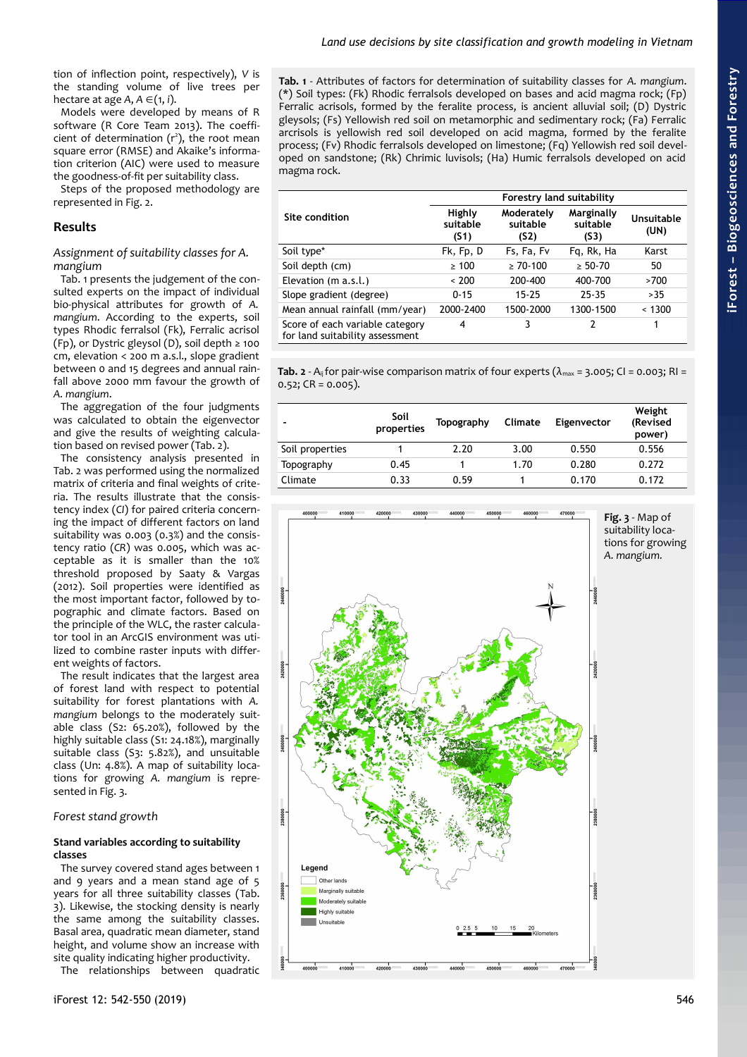tion of inflection point, respectively), $V$ is the standing volume of live trees per hectare at age $A$, $A \in (1, i)$.

Models were developed by means of R software (R Core Team 2013). The coefficient of determination ($r^2$), the root mean square error (RMSE) and Akaike's information criterion (AIC) were used to measure the goodness-of-fit per suitability class.

Steps of the proposed methodology are represented in Fig. 2.

## Results

### *Assignment of suitability classes for A. mangium*

Tab. 1 presents the judgement of the consulted experts on the impact of individual bio-physical attributes for growth of *A. mangium*. According to the experts, soil types Rhodic ferralsol (Fk), Ferralic acrisol (Fp), or Dystric gleysol (D), soil depth ≥ 100 cm, elevation < 200 m a.s.l., slope gradient between 0 and 15 degrees and annual rainfall above 2000 mm favour the growth of *A. mangium*.

The aggregation of the four judgments was calculated to obtain the eigenvector and give the results of weighting calculation based on revised power (Tab. 2).

The consistency analysis presented in Tab. 2 was performed using the normalized matrix of criteria and final weights of criteria. The results illustrate that the consistency index (*CI*) for paired criteria concerning the impact of different factors on land suitability was 0.003 (0.3%) and the consistency ratio (*CR*) was 0.005, which was acceptable as it is smaller than the 10% threshold proposed by Saaty & Vargas (2012). Soil properties were identified as the most important factor, followed by topographic and climate factors. Based on the principle of the WLC, the raster calculator tool in an ArcGIS environment was utilized to combine raster inputs with different weights of factors.

The result indicates that the largest area of forest land with respect to potential suitability for forest plantations with *A. mangium* belongs to the moderately suitable class (S2: 65.20%), followed by the highly suitable class (S1: 24.18%), marginally suitable class (S3: 5.82%), and unsuitable class (Un: 4.8%). A map of suitability locations for growing *A. mangium* is represented in Fig. 3.

**Tab. 1** - Attributes of factors for determination of suitability classes for *A. mangium*. (*) Soil types: (Fk) Rhodic ferralsols developed on bases and acid magma rock; (Fp) Ferralic acrisols, formed by the feralite process, is ancient alluvial soil; (D) Dystric gleysols; (Fs) Yellowish red soil on metamorphic and sedimentary rock; (Fa) Ferralic arcrisols is yellowish red soil developed on acid magma, formed by the feralite process; (Fv) Rhodic ferralsols developed on limestone; (Fq) Yellowish red soil developed on sandstone; (Rk) Chrimic luvisols; (Ha) Humic ferralsols developed on acid magma rock.

| Site condition | Forestry land suitability | | | |
|---|---|---|---|---|
| | Highly suitable (S1) | Moderately suitable (S2) | Marginally suitable (S3) | Unsuitable (UN) |
| Soil type* | Fk, Fp, D | Fs, Fa, Fv | Fq, Rk, Ha | Karst |
| Soil depth (cm) | ≥ 100 | ≥ 70-100 | ≥ 50-70 | 50 |
| Elevation (m a.s.l.) | < 200 | 200-400 | 400-700 | >700 |
| Slope gradient (degree) | 0-15 | 15-25 | 25-35 | >35 |
| Mean annual rainfall (mm/year) | 2000-2400 | 1500-2000 | 1300-1500 | < 1300 |
| Score of each variable category for land suitability assessment | 4 | 3 | 2 | 1 |

**Tab. 2** - $A_{ij}$ for pair-wise comparison matrix of four experts ($\lambda_{max}$ = 3.005; CI = 0.003; RI = 0.52; CR = 0.005).

| - | Soil properties | Topography | Climate | Eigenvector | Weight (Revised power) |
|---|---|---|---|---|---|
| Soil properties | 1 | 2.20 | 3.00 | 0.550 | 0.556 |
| Topography | 0.45 | 1 | 1.70 | 0.280 | 0.272 |
| Climate | 0.33 | 0.59 | 1 | 0.170 | 0.172 |

**Fig. 3** - Map of suitability locations for growing *A. mangium.*

### *Forest stand growth*

#### Stand variables according to suitability classes

The survey covered stand ages between 1 and 9 years and a mean stand age of 5 years for all three suitability classes (Tab. 3). Likewise, the stocking density is nearly the same among the suitability classes. Basal area, quadratic mean diameter, stand height, and volume show an increase with site quality indicating higher productivity.

The relationships between quadratic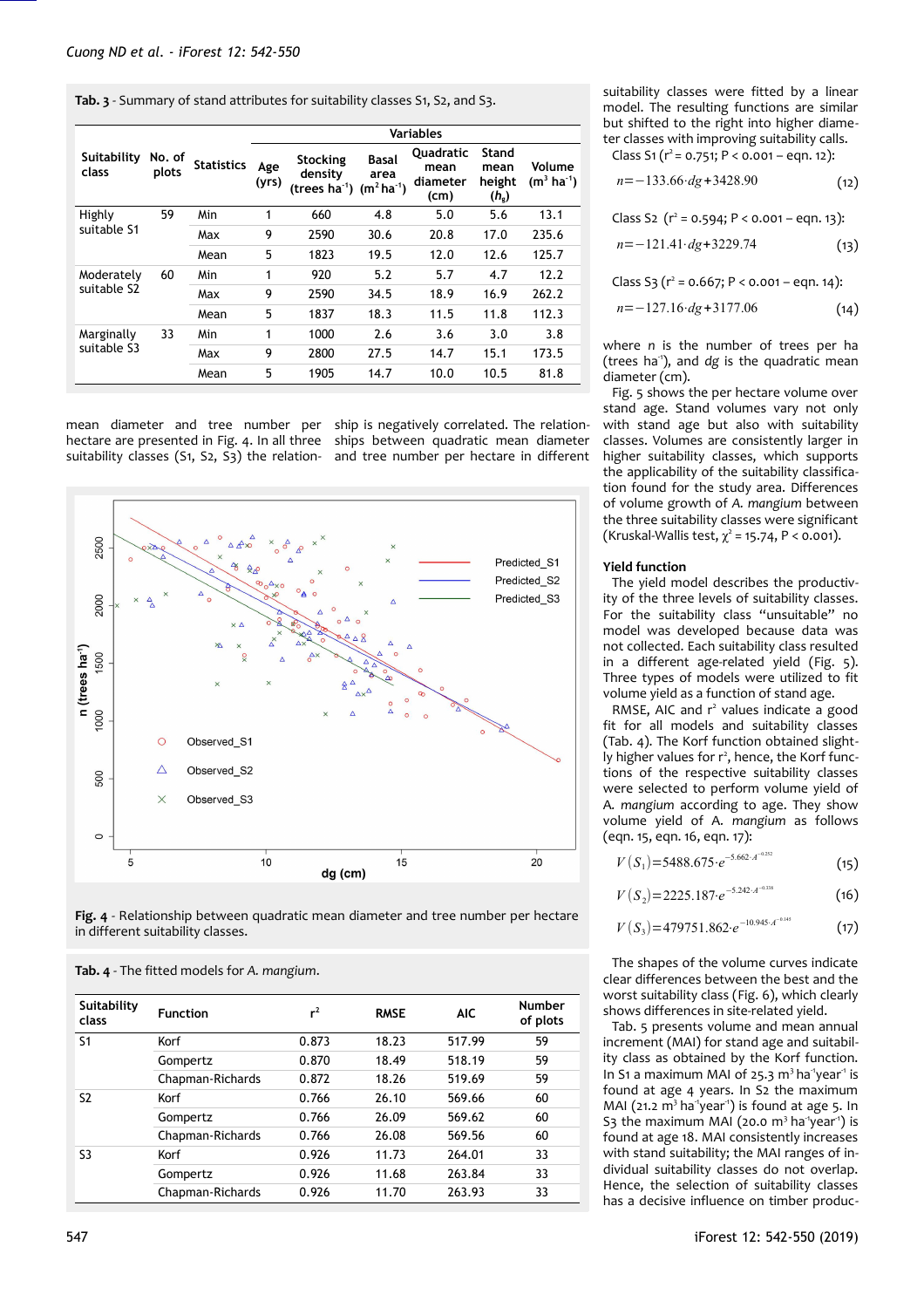**Tab. 3** - Summary of stand attributes for suitability classes S1, S2, and S3.

| Suitability class | No. of plots | Statistics | Variables | | | | | |
|---|---|---|---|---|---|---|---|---|
| | | | Age (yrs) | Stocking density (trees ha$^{-1}$) | Basal area (m$^2$ ha$^{-1}$) | Quadratic mean diameter (cm) | Stand mean height ($h_g$) | Volume (m$^3$ ha$^{-1}$) |
| Highly suitable S1 | 59 | Min | 1 | 660 | 4.8 | 5.0 | 5.6 | 13.1 |
| | | Max | 9 | 2590 | 30.6 | 20.8 | 17.0 | 235.6 |
| | | Mean | 5 | 1823 | 19.5 | 12.0 | 12.6 | 125.7 |
| Moderately suitable S2 | 60 | Min | 1 | 920 | 5.2 | 5.7 | 4.7 | 12.2 |
| | | Max | 9 | 2590 | 34.5 | 18.9 | 16.9 | 262.2 |
| | | Mean | 5 | 1837 | 18.3 | 11.5 | 11.8 | 112.3 |
| Marginally suitable S3 | 33 | Min | 1 | 1000 | 2.6 | 3.6 | 3.0 | 3.8 |
| | | Max | 9 | 2800 | 27.5 | 14.7 | 15.1 | 173.5 |
| | | Mean | 5 | 1905 | 14.7 | 10.0 | 10.5 | 81.8 |

mean diameter and tree number per hectare are presented in Fig. 4. In all three suitability classes (S1, S2, S3) the relationship is negatively correlated. The relationships between quadratic mean diameter and tree number per hectare in different suitability classes were fitted by a linear model. The resulting functions are similar but shifted to the right into higher diameter classes with improving suitability calls.

Class S1 ($r^2$ = 0.751; P < 0.001 – eqn. 12):

$$n = -133.66 \cdot dg + 3428.90 \quad (12)$$

Class S2 ($r^2$ = 0.594; P < 0.001 – eqn. 13):

$$n = -121.41 \cdot dg + 3229.74 \quad (13)$$

Class S3 ($r^2$ = 0.667; P < 0.001 – eqn. 14):

$$n = -127.16 \cdot dg + 3177.06 \quad (14)$$

where $n$ is the number of trees per ha (trees ha$^{-1}$), and $dg$ is the quadratic mean diameter (cm).

**Fig. 4** - Relationship between quadratic mean diameter and tree number per hectare in different suitability classes.

Fig. 5 shows the per hectare volume over stand age. Stand volumes vary not only with stand age but also with suitability classes. Volumes are consistently larger in higher suitability classes, which supports the applicability of the suitability classification found for the study area. Differences of volume growth of *A. mangium* between the three suitability classes were significant (Kruskal-Wallis test, $\chi^2$ = 15.74, P < 0.001).

### Yield function

The yield model describes the productivity of the three levels of suitability classes. For the suitability class "unsuitable" no model was developed because data was not collected. Each suitability class resulted in a different age-related yield (Fig. 5). Three types of models were utilized to fit volume yield as a function of stand age.

RMSE, AIC and $r^2$ values indicate a good fit for all models and suitability classes (Tab. 4). The Korf function obtained slightly higher values for $r^2$, hence, the Korf functions of the respective suitability classes were selected to perform volume yield of *A. mangium* according to age. They show volume yield of *A. mangium* as follows (eqn. 15, eqn. 16, eqn. 17):

$$V(S_1) = 5488.675 \cdot e^{-5.662 \cdot A^{-0.252}} \quad (15)$$

$$V(S_2) = 2225.187 \cdot e^{-5.242 \cdot A^{-0.338}} \quad (16)$$

$$V(S_3) = 479751.862 \cdot e^{-10.945 \cdot A^{-0.145}} \quad (17)$$

**Tab. 4** - The fitted models for *A. mangium*.

| Suitability class | Function | $r^2$ | RMSE | AIC | Number of plots |
|---|---|---|---|---|---|
| S1 | Korf | 0.873 | 18.23 | 517.99 | 59 |
| | Gompertz | 0.870 | 18.49 | 518.19 | 59 |
| | Chapman-Richards | 0.872 | 18.26 | 519.69 | 59 |
| S2 | Korf | 0.766 | 26.10 | 569.66 | 60 |
| | Gompertz | 0.766 | 26.09 | 569.62 | 60 |
| | Chapman-Richards | 0.766 | 26.08 | 569.56 | 60 |
| S3 | Korf | 0.926 | 11.73 | 264.01 | 33 |
| | Gompertz | 0.926 | 11.68 | 263.84 | 33 |
| | Chapman-Richards | 0.926 | 11.70 | 263.93 | 33 |

The shapes of the volume curves indicate clear differences between the best and the worst suitability class (Fig. 6), which clearly shows differences in site-related yield.

Tab. 5 presents volume and mean annual increment (MAI) for stand age and suitability class as obtained by the Korf function. In S1 a maximum MAI of 25.3 m$^3$ ha$^{-1}$year$^{-1}$ is found at age 4 years. In S2 the maximum MAI (21.2 m$^3$ ha$^{-1}$year$^{-1}$) is found at age 5. In S3 the maximum MAI (20.0 m$^3$ ha$^{-1}$year$^{-1}$) is found at age 18. MAI consistently increases with stand suitability; the MAI ranges of individual suitability classes do not overlap. Hence, the selection of suitability classes has a decisive influence on timber produc-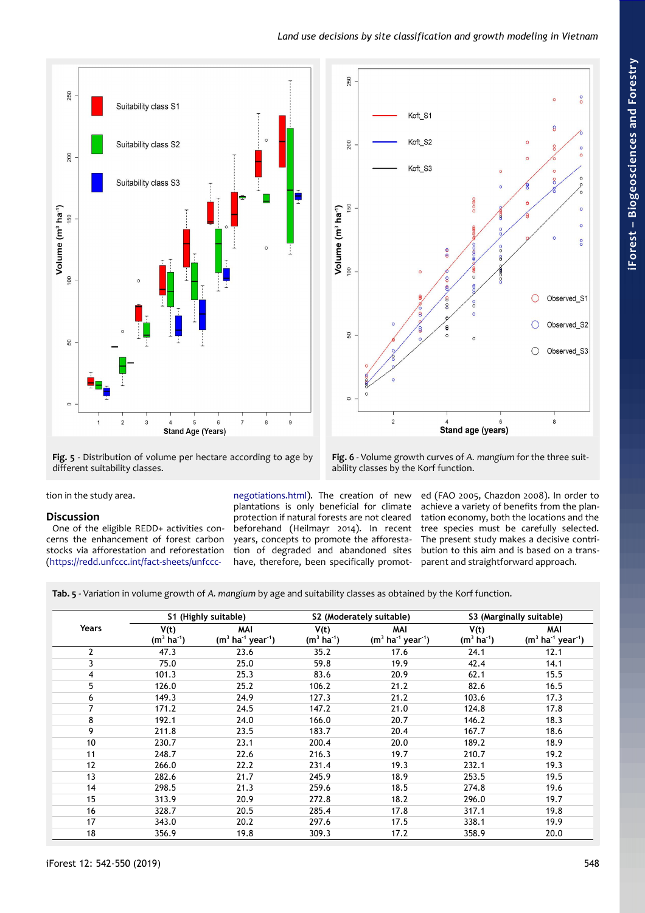**Fig. 5** - Distribution of volume per hectare according to age by different suitability classes.

**Fig. 6** - Volume growth curves of *A. mangium* for the three suitability classes by the Korf function.

tion in the study area.

## Discussion

One of the eligible REDD+ activities concerns the enhancement of forest carbon stocks via afforestation and reforestation (https://redd.unfccc.int/fact-sheets/unfccc-negotiations.html). The creation of new plantations is only beneficial for climate protection if natural forests are not cleared beforehand (Heilmayr 2014). In recent years, concepts to promote the afforestation of degraded and abandoned sites have, therefore, been specifically promoted (FAO 2005, Chazdon 2008). In order to achieve a variety of benefits from the plantation economy, both the locations and the tree species must be carefully selected. The present study makes a decisive contribution to this aim and is based on a transparent and straightforward approach.

**Tab. 5** - Variation in volume growth of *A. mangium* by age and suitability classes as obtained by the Korf function.

| Years | S1 (Highly suitable) | | S2 (Moderately suitable) | | S3 (Marginally suitable) | |
|---|---|---|---|---|---|---|
| | V(t) ($m^3$ $ha^{-1}$) | MAI ($m^3$ $ha^{-1}$ $year^{-1}$) | V(t) ($m^3$ $ha^{-1}$) | MAI ($m^3$ $ha^{-1}$ $year^{-1}$) | V(t) ($m^3$ $ha^{-1}$) | MAI ($m^3$ $ha^{-1}$ $year^{-1}$) |
| 2 | 47.3 | 23.6 | 35.2 | 17.6 | 24.1 | 12.1 |
| 3 | 75.0 | 25.0 | 59.8 | 19.9 | 42.4 | 14.1 |
| 4 | 101.3 | 25.3 | 83.6 | 20.9 | 62.1 | 15.5 |
| 5 | 126.0 | 25.2 | 106.2 | 21.2 | 82.6 | 16.5 |
| 6 | 149.3 | 24.9 | 127.3 | 21.2 | 103.6 | 17.3 |
| 7 | 171.2 | 24.5 | 147.2 | 21.0 | 124.8 | 17.8 |
| 8 | 192.1 | 24.0 | 166.0 | 20.7 | 146.2 | 18.3 |
| 9 | 211.8 | 23.5 | 183.7 | 20.4 | 167.7 | 18.6 |
| 10 | 230.7 | 23.1 | 200.4 | 20.0 | 189.2 | 18.9 |
| 11 | 248.7 | 22.6 | 216.3 | 19.7 | 210.7 | 19.2 |
| 12 | 266.0 | 22.2 | 231.4 | 19.3 | 232.1 | 19.3 |
| 13 | 282.6 | 21.7 | 245.9 | 18.9 | 253.5 | 19.5 |
| 14 | 298.5 | 21.3 | 259.6 | 18.5 | 274.8 | 19.6 |
| 15 | 313.9 | 20.9 | 272.8 | 18.2 | 296.0 | 19.7 |
| 16 | 328.7 | 20.5 | 285.4 | 17.8 | 317.1 | 19.8 |
| 17 | 343.0 | 20.2 | 297.6 | 17.5 | 338.1 | 19.9 |
| 18 | 356.9 | 19.8 | 309.3 | 17.2 | 358.9 | 20.0 |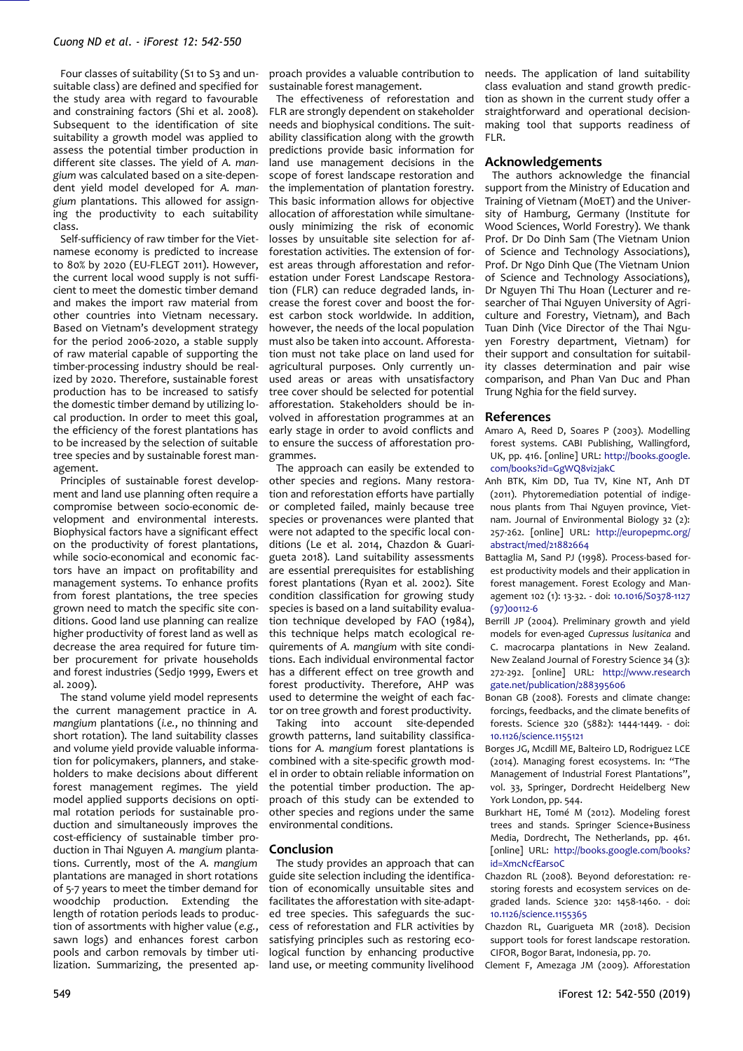Four classes of suitability (S1 to S3 and unsuitable class) are defined and specified for the study area with regard to favourable and constraining factors (Shi et al. 2008). Subsequent to the identification of site suitability a growth model was applied to assess the potential timber production in different site classes. The yield of *A. mangium* was calculated based on a site-dependent yield model developed for *A. mangium* plantations. This allowed for assigning the productivity to each suitability class.

Self-sufficiency of raw timber for the Vietnamese economy is predicted to increase to 80% by 2020 (EU-FLEGT 2011). However, the current local wood supply is not sufficient to meet the domestic timber demand and makes the import raw material from other countries into Vietnam necessary. Based on Vietnam's development strategy for the period 2006-2020, a stable supply of raw material capable of supporting the timber-processing industry should be realized by 2020. Therefore, sustainable forest production has to be increased to satisfy the domestic timber demand by utilizing local production. In order to meet this goal, the efficiency of the forest plantations has to be increased by the selection of suitable tree species and by sustainable forest management.

Principles of sustainable forest development and land use planning often require a compromise between socio-economic development and environmental interests. Biophysical factors have a significant effect on the productivity of forest plantations, while socio-economical and economic factors have an impact on profitability and management systems. To enhance profits from forest plantations, the tree species grown need to match the specific site conditions. Good land use planning can realize higher productivity of forest land as well as decrease the area required for future timber procurement for private households and forest industries (Sedjo 1999, Ewers et al. 2009).

The stand volume yield model represents the current management practice in *A. mangium* plantations (*i.e.*, no thinning and short rotation). The land suitability classes and volume yield provide valuable information for policymakers, planners, and stakeholders to make decisions about different forest management regimes. The yield model applied supports decisions on optimal rotation periods for sustainable production and simultaneously improves the cost-efficiency of sustainable timber production in Thai Nguyen *A. mangium* plantations. Currently, most of the *A. mangium* plantations are managed in short rotations of 5-7 years to meet the timber demand for woodchip production. Extending the length of rotation periods leads to production of assortments with higher value (*e.g.*, sawn logs) and enhances forest carbon pools and carbon removals by timber utilization. Summarizing, the presented approach provides a valuable contribution to sustainable forest management.

The effectiveness of reforestation and FLR are strongly dependent on stakeholder needs and biophysical conditions. The suitability classification along with the growth predictions provide basic information for land use management decisions in the scope of forest landscape restoration and the implementation of plantation forestry. This basic information allows for objective allocation of afforestation while simultaneously minimizing the risk of economic losses by unsuitable site selection for afforestation activities. The extension of forest areas through afforestation and reforestation under Forest Landscape Restoration (FLR) can reduce degraded lands, increase the forest cover and boost the forest carbon stock worldwide. In addition, however, the needs of the local population must also be taken into account. Afforestation must not take place on land used for agricultural purposes. Only currently unused areas or areas with unsatisfactory tree cover should be selected for potential afforestation. Stakeholders should be involved in afforestation programmes at an early stage in order to avoid conflicts and to ensure the success of afforestation programmes.

The approach can easily be extended to other species and regions. Many restoration and reforestation efforts have partially or completed failed, mainly because tree species or provenances were planted that were not adapted to the specific local conditions (Le et al. 2014, Chazdon & Guariguета 2018). Land suitability assessments are essential prerequisites for establishing forest plantations (Ryan et al. 2002). Site condition classification for growing study species is based on a land suitability evaluation technique developed by FAO (1984), this technique helps match ecological requirements of *A. mangium* with site conditions. Each individual environmental factor has a different effect on tree growth and forest productivity. Therefore, AHP was used to determine the weight of each factor on tree growth and forest productivity.

Taking into account site-depended growth patterns, land suitability classifications for *A. mangium* forest plantations is combined with a site-specific growth model in order to obtain reliable information on the potential timber production. The approach of this study can be extended to other species and regions under the same environmental conditions.

## Conclusion

The study provides an approach that can guide site selection including the identification of economically unsuitable sites and facilitates the afforestation with site-adapted tree species. This safeguards the success of reforestation and FLR activities by satisfying principles such as restoring ecological function by enhancing productive land use, or meeting community livelihood needs. The application of land suitability class evaluation and stand growth prediction as shown in the current study offer a straightforward and operational decision-making tool that supports readiness of FLR.

## Acknowledgements

The authors acknowledge the financial support from the Ministry of Education and Training of Vietnam (MoET) and the University of Hamburg, Germany (Institute for Wood Sciences, World Forestry). We thank Prof. Dr Do Dinh Sam (The Vietnam Union of Science and Technology Associations), Prof. Dr Ngo Dinh Que (The Vietnam Union of Science and Technology Associations), Dr Nguyen Thi Thu Hoan (Lecturer and researcher of Thai Nguyen University of Agriculture and Forestry, Vietnam), and Bach Tuan Dinh (Vice Director of the Thai Nguyen Forestry department, Vietnam) for their support and consultation for suitability classes determination and pair wise comparison, and Phan Van Duc and Phan Trung Nghia for the field survey.

## References

Amaro A, Reed D, Soares P (2003). Modelling forest systems. CABI Publishing, Wallingford, UK, pp. 416. [online] URL: http://books.google.com/books?id=GgWQ8vi2jakC

Anh BTK, Kim DD, Tua TV, Kine NT, Anh DT (2011). Phytoremediation potential of indigenous plants from Thai Nguyen province, Vietnam. Journal of Environmental Biology 32 (2): 257-262. [online] URL: http://europepmc.org/abstract/med/21882664

Battaglia M, Sand PJ (1998). Process-based forest productivity models and their application in forest management. Forest Ecology and Management 102 (1): 13-32. - doi: 10.1016/S0378-1127(97)00112-6

Berrill JP (2004). Preliminary growth and yield models for even-aged *Cupressus lusitanica* and C. macrocarpa plantations in New Zealand. New Zealand Journal of Forestry Science 34 (3): 272-292. [online] URL: http://www.researchgate.net/publication/288395606

Bonan GB (2008). Forests and climate change: forcings, feedbacks, and the climate benefits of forests. Science 320 (5882): 1444-1449. - doi: 10.1126/science.1155121

Borges JG, Mcdill ME, Balteiro LD, Rodriguez LCE (2014). Managing forest ecosystems. In: "The Management of Industrial Forest Plantations", vol. 33, Springer, Dordrecht Heidelberg New York London, pp. 544.

Burkhart HE, Tomé M (2012). Modeling forest trees and stands. Springer Science+Business Media, Dordrecht, The Netherlands, pp. 461. [online] URL: http://books.google.com/books?id=XmcNcfEarsoC

Chazdon RL (2008). Beyond deforestation: restoring forests and ecosystem services on degraded lands. Science 320: 1458-1460. - doi: 10.1126/science.1155365

Chazdon RL, Guariguета MR (2018). Decision support tools for forest landscape restoration. CIFOR, Bogor Barat, Indonesia, pp. 70.

Clement F, Amezaga JM (2009). Afforestation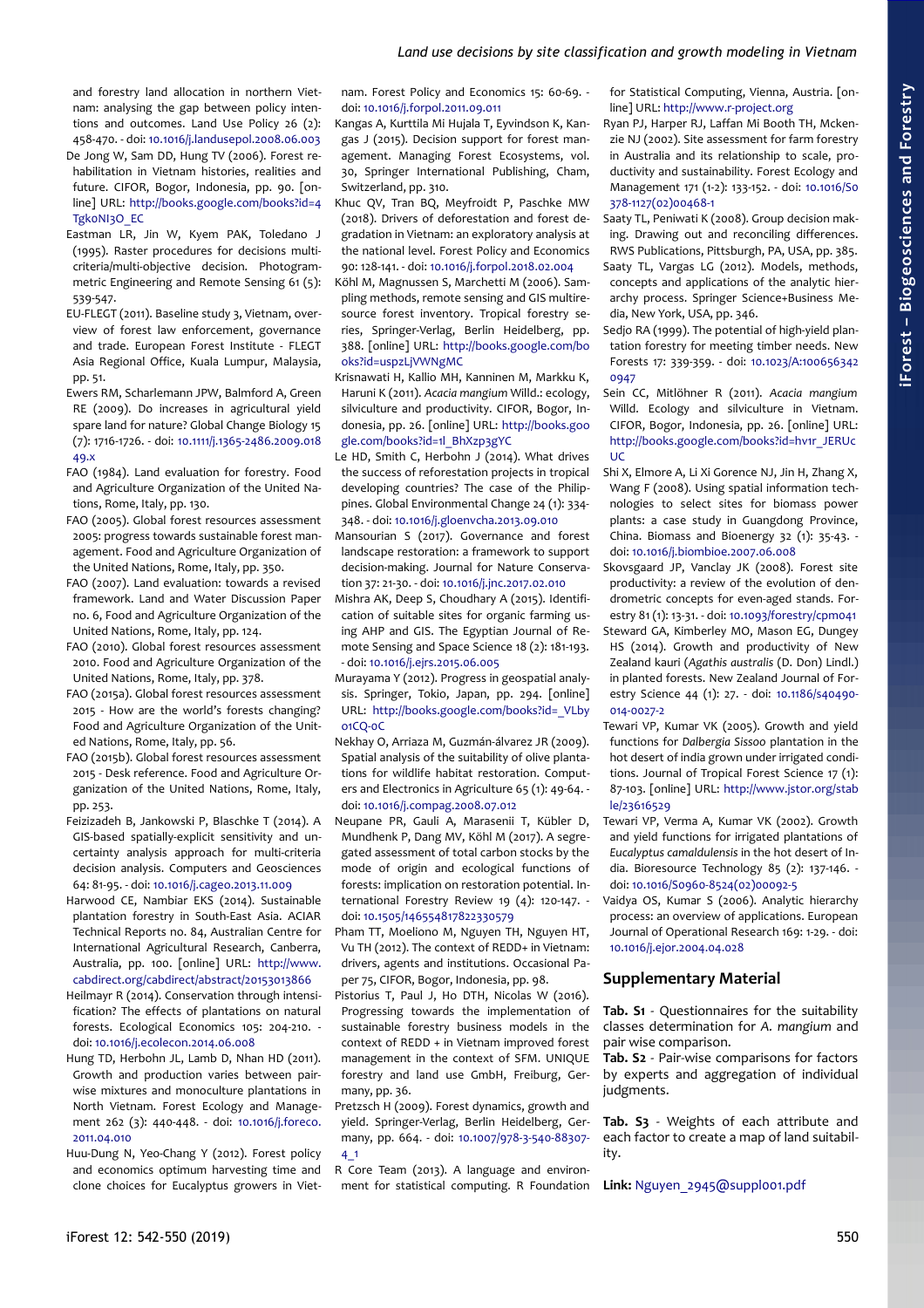and forestry land allocation in northern Vietnam: analysing the gap between policy intentions and outcomes. Land Use Policy 26 (2): 458-470. - doi: 10.1016/j.landusepol.2008.06.003

De Jong W, Sam DD, Hung TV (2006). Forest rehabilitation in Vietnam histories, realities and future. CIFOR, Bogor, Indonesia, pp. 90. [online] URL: http://books.google.com/books?id=4Tgk0NI3O_EC

Eastman LR, Jin W, Kyem PAK, Toledano J (1995). Raster procedures for decisions multi-criteria/multi-objective decision. Photogrammetric Engineering and Remote Sensing 61 (5): 539-547.

EU-FLEGT (2011). Baseline study 3, Vietnam, overview of forest law enforcement, governance and trade. European Forest Institute - FLEGT Asia Regional Office, Kuala Lumpur, Malaysia, pp. 51.

Ewers RM, Scharlemann JPW, Balmford A, Green RE (2009). Do increases in agricultural yield spare land for nature? Global Change Biology 15 (7): 1716-1726. - doi: 10.1111/j.1365-2486.2009.01849.x

FAO (1984). Land evaluation for forestry. Food and Agriculture Organization of the United Nations, Rome, Italy, pp. 130.

FAO (2005). Global forest resources assessment 2005: progress towards sustainable forest management. Food and Agriculture Organization of the United Nations, Rome, Italy, pp. 350.

FAO (2007). Land evaluation: towards a revised framework. Land and Water Discussion Paper no. 6, Food and Agriculture Organization of the United Nations, Rome, Italy, pp. 124.

FAO (2010). Global forest resources assessment 2010. Food and Agriculture Organization of the United Nations, Rome, Italy, pp. 378.

FAO (2015a). Global forest resources assessment 2015 - How are the world's forests changing? Food and Agriculture Organization of the United Nations, Rome, Italy, pp. 56.

FAO (2015b). Global forest resources assessment 2015 - Desk reference. Food and Agriculture Organization of the United Nations, Rome, Italy, pp. 253.

Feizizadeh B, Jankowski P, Blaschke T (2014). A GIS-based spatially-explicit sensitivity and uncertainty analysis approach for multi-criteria decision analysis. Computers and Geosciences 64: 81-95. - doi: 10.1016/j.cageo.2013.11.009

Harwood CE, Nambiar EKS (2014). Sustainable plantation forestry in South-East Asia. ACIAR Technical Reports no. 84, Australian Centre for International Agricultural Research, Canberra, Australia, pp. 100. [online] URL: http://www.cabdirect.org/cabdirect/abstract/20153013866

Heilmayr R (2014). Conservation through intensification? The effects of plantations on natural forests. Ecological Economics 105: 204-210. - doi: 10.1016/j.ecolecon.2014.06.008

Hung TD, Herbohn JL, Lamb D, Nhan HD (2011). Growth and production varies between pairwise mixtures and monoculture plantations in North Vietnam. Forest Ecology and Management 262 (3): 440-448. - doi: 10.1016/j.foreco.2011.04.010

Huu-Dung N, Yeo-Chang Y (2012). Forest policy and economics optimum harvesting time and clone choices for Eucalyptus growers in Vietnam. Forest Policy and Economics 15: 60-69. - doi: 10.1016/j.forpol.2011.09.011

Kangas A, Kurttila Mi Hujala T, Eyvindson K, Kangas J (2015). Decision support for forest management. Managing Forest Ecosystems, vol. 30, Springer International Publishing, Cham, Switzerland, pp. 310.

Khuc QV, Tran BQ, Meyfroidt P, Paschke MW (2018). Drivers of deforestation and forest degradation in Vietnam: an exploratory analysis at the national level. Forest Policy and Economics 90: 128-141. - doi: 10.1016/j.forpol.2018.02.004

Köhl M, Magnussen S, Marchetti M (2006). Sampling methods, remote sensing and GIS multiresource forest inventory. Tropical forestry series, Springer-Verlag, Berlin Heidelberg, pp. 388. [online] URL: http://books.google.com/books?id=uspzLjVWNgMC

Krisnawati H, Kallio MH, Kanninen M, Markku K, Haruni K (2011). *Acacia mangium* Willd.: ecology, silviculture and productivity. CIFOR, Bogor, Indonesia, pp. 26. [online] URL: http://books.google.com/books?id=1l_BhXzp3gYC

Le HD, Smith C, Herbohn J (2014). What drives the success of reforestation projects in tropical developing countries? The case of the Philippines. Global Environmental Change 24 (1): 334-348. - doi: 10.1016/j.gloenvcha.2013.09.010

Mansourian S (2017). Governance and forest landscape restoration: a framework to support decision-making. Journal for Nature Conservation 37: 21-30. - doi: 10.1016/j.jnc.2017.02.010

Mishra AK, Deep S, Choudhary A (2015). Identification of suitable sites for organic farming using AHP and GIS. The Egyptian Journal of Remote Sensing and Space Science 18 (2): 181-193. - doi: 10.1016/j.ejrs.2015.06.005

Murayama Y (2012). Progress in geospatial analysis. Springer, Tokio, Japan, pp. 294. [online] URL: http://books.google.com/books?id=_VLby01CQ-0C

Nekhay O, Arriaza M, Guzmán-álvarez JR (2009). Spatial analysis of the suitability of olive plantations for wildlife habitat restoration. Computers and Electronics in Agriculture 65 (1): 49-64. - doi: 10.1016/j.compag.2008.07.012

Neupane PR, Gauli A, Maraseni T, Kübler D, Mundhenk P, Dang MV, Köhl M (2017). A segregated assessment of total carbon stocks by the mode of origin and ecological functions of forests: implication on restoration potential. International Forestry Review 19 (4): 120-147. - doi: 10.1505/146554817822330579

Pham TT, Moeliono M, Nguyen TH, Nguyen HT, Vu TH (2012). The context of REDD+ in Vietnam: drivers, agents and institutions. Occasional Paper 75, CIFOR, Bogor, Indonesia, pp. 98.

Pistorius T, Paul J, Ho DTH, Nicolas W (2016). Progressing towards the implementation of sustainable forestry business models in the context of REDD + in Vietnam improved forest management in the context of SFM. UNIQUE forestry and land use GmbH, Freiburg, Germany, pp. 36.

Pretzsch H (2009). Forest dynamics, growth and yield. Springer-Verlag, Berlin Heidelberg, Germany, pp. 664. - doi: 10.1007/978-3-540-88307-4_1

R Core Team (2013). A language and environment for statistical computing. R Foundation for Statistical Computing, Vienna, Austria. [online] URL: http://www.r-project.org

Ryan PJ, Harper RJ, Laffan Mi Booth TH, Mckenzie NJ (2002). Site assessment for farm forestry in Australia and its relationship to scale, productivity and sustainability. Forest Ecology and Management 171 (1-2): 133-152. - doi: 10.1016/S0378-1127(02)00468-1

Saaty TL, Peniwati K (2008). Group decision making. Drawing out and reconciling differences. RWS Publications, Pittsburgh, PA, USA, pp. 385.

Saaty TL, Vargas LG (2012). Models, methods, concepts and applications of the analytic hierarchy process. Springer Science+Business Media, New York, USA, pp. 346.

Sedjo RA (1999). The potential of high-yield plantation forestry for meeting timber needs. New Forests 17: 339-359. - doi: 10.1023/A:1006563420947

Sein CC, Mitlöhner R (2011). *Acacia mangium* Willd. Ecology and silviculture in Vietnam. CIFOR, Bogor, Indonesia, pp. 26. [online] URL: http://books.google.com/books?id=hv1r_JERUcUC

Shi X, Elmore A, Li Xi Gorence NJ, Jin H, Zhang X, Wang F (2008). Using spatial information technologies to select sites for biomass power plants: a case study in Guangdong Province, China. Biomass and Bioenergy 32 (1): 35-43. - doi: 10.1016/j.biombioe.2007.06.008

Skovsgaard JP, Vanclay JK (2008). Forest site productivity: a review of the evolution of dendrometric concepts for even-aged stands. Forestry 81 (1): 13-31. - doi: 10.1093/forestry/cpm041

Steward GA, Kimberley MO, Mason EG, Dungey HS (2014). Growth and productivity of New Zealand kauri (*Agathis australis* (D. Don) Lindl.) in planted forests. New Zealand Journal of Forestry Science 44 (1): 27. - doi: 10.1186/s40490-014-0027-2

Tewari VP, Kumar VK (2005). Growth and yield functions for *Dalbergia Sissoo* plantation in the hot desert of India grown under irrigated conditions. Journal of Tropical Forest Science 17 (1): 87-103. [online] URL: http://www.jstor.org/stable/23616529

Tewari VP, Verma A, Kumar VK (2002). Growth and yield functions for irrigated plantations of *Eucalyptus camaldulensis* in the hot desert of India. Bioresource Technology 85 (2): 137-146. - doi: 10.1016/S0960-8524(02)00092-5

Vaidya OS, Kumar S (2006). Analytic hierarchy process: an overview of applications. European Journal of Operational Research 169: 1-29. - doi: 10.1016/j.ejor.2004.04.028

## Supplementary Material

**Tab. S1** - Questionnaires for the suitability classes determination for *A. mangium* and pair wise comparison.

**Tab. S2** - Pair-wise comparisons for factors by experts and aggregation of individual judgments.

**Tab. S3** - Weights of each attribute and each factor to create a map of land suitability.

**Link:** Nguyen_2945@suppl001.pdf